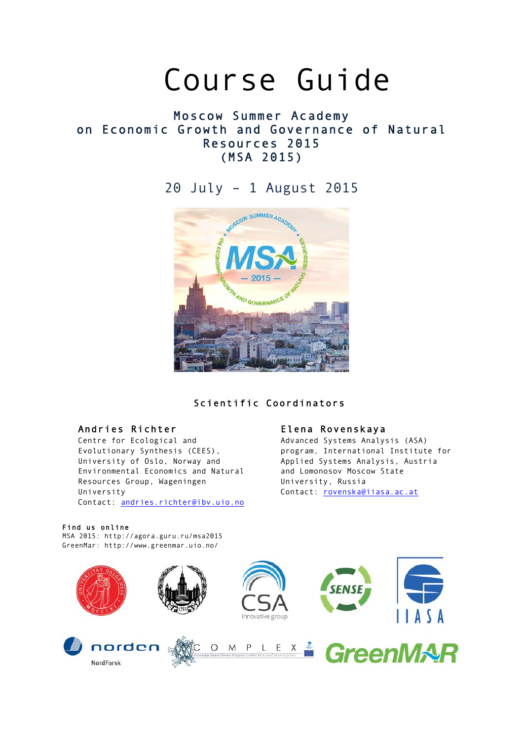# Course Guide

## Moscow Summer Academy on Economic Growth and Governance of Natural Resources 2015 (MSA 2015)

20 July – 1 August 2015

### Scientific Coordinators

**Andries Richter**
Centre for Ecological and Evolutionary Synthesis (CEES), University of Oslo, Norway and Environmental Economics and Natural Resources Group, Wageningen University
Contact: andries.richter@ibv.uio.no

**Elena Rovenskaya**
Advanced Systems Analysis (ASA) program, International Institute for Applied Systems Analysis, Austria and Lomonosov Moscow State University, Russia
Contact: rovenska@iiasa.ac.at

**Find us online**
MSA 2015: http://agora.guru.ru/msa2015
GreenMar: http://www.greenmar.uio.no/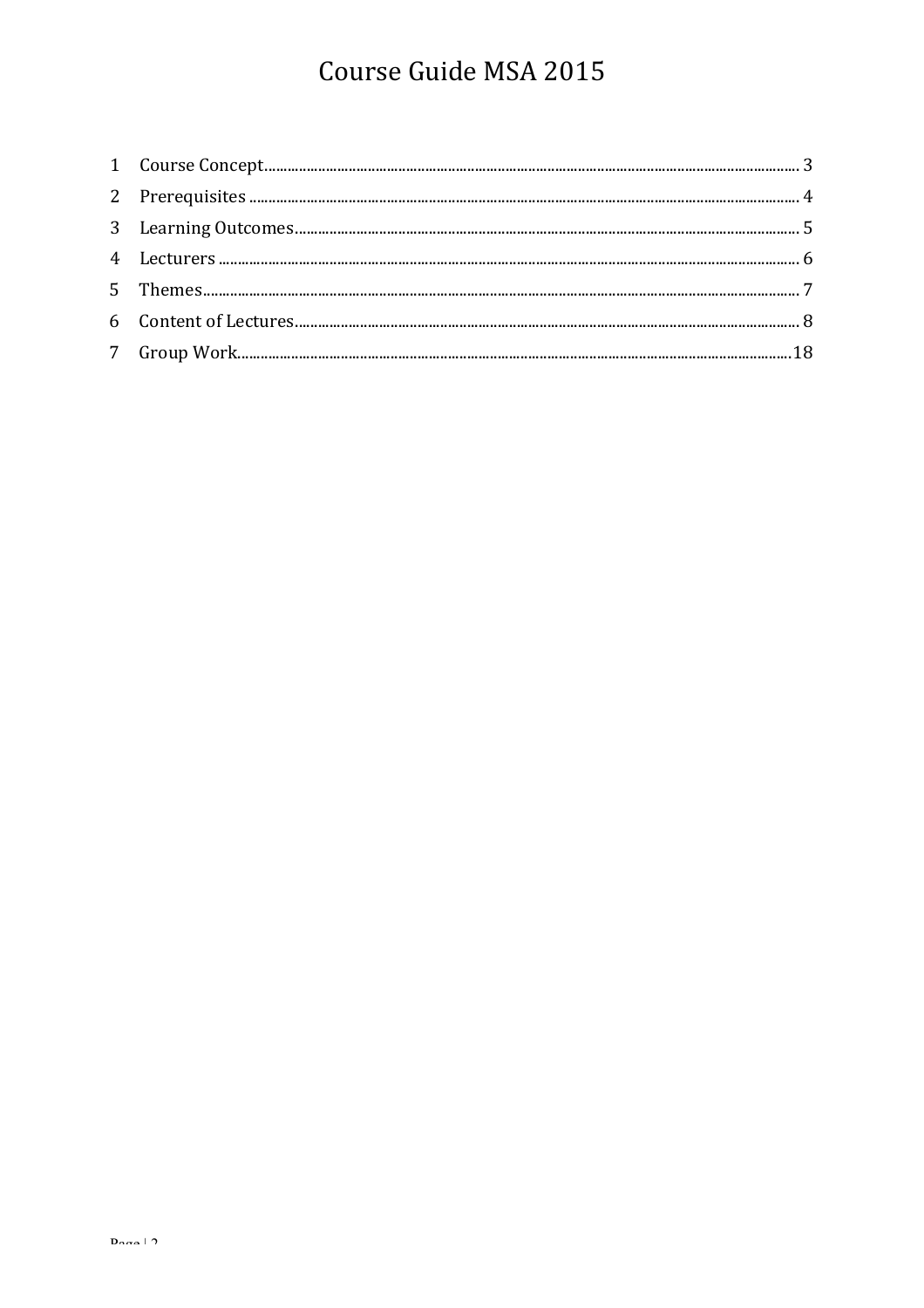# Course Guide MSA 2015

1 Course Concept........................................................................................................................................ 3

2 Prerequisites ............................................................................................................................................ 4

3 Learning Outcomes................................................................................................................................. 5

4 Lecturers .................................................................................................................................................... 6

5 Themes........................................................................................................................................................ 7

6 Content of Lectures................................................................................................................................ 8

7 Group Work.............................................................................................................................................18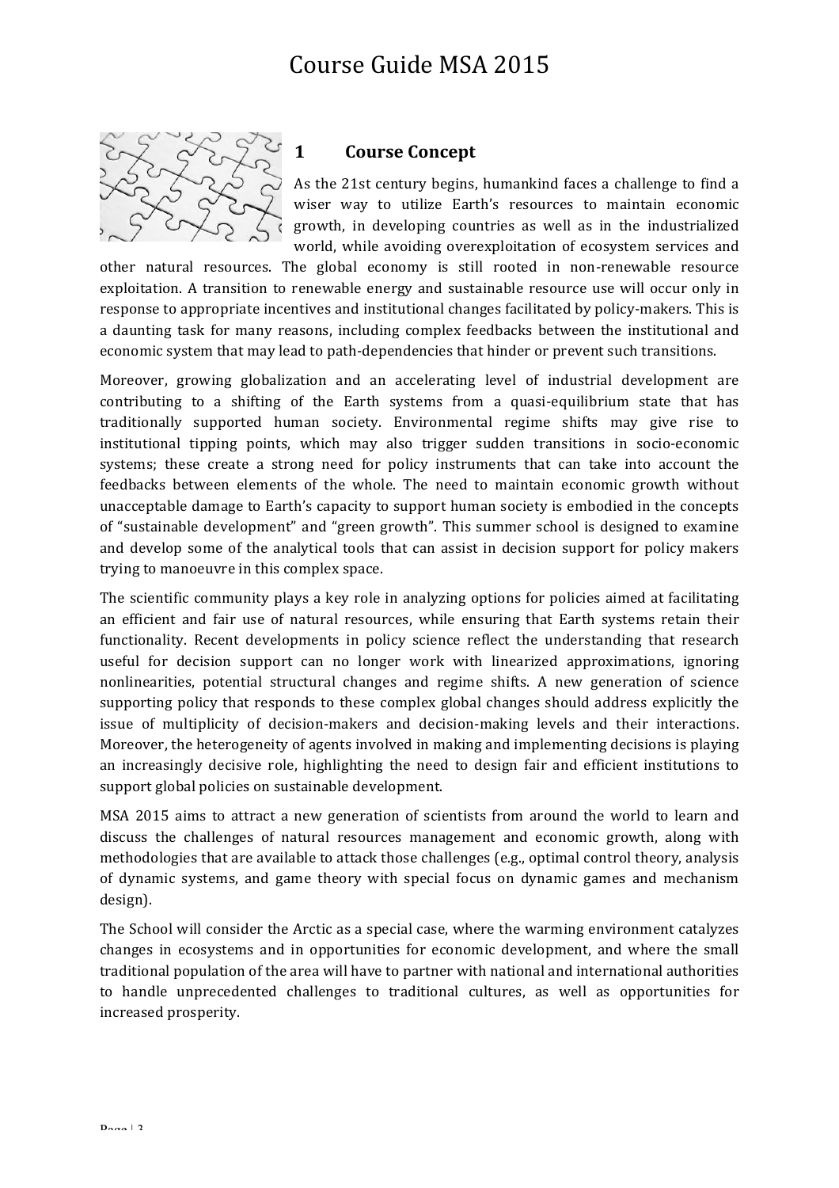# 1 Course Concept

As the 21st century begins, humankind faces a challenge to find a wiser way to utilize Earth's resources to maintain economic growth, in developing countries as well as in the industrialized world, while avoiding overexploitation of ecosystem services and other natural resources. The global economy is still rooted in non-renewable resource exploitation. A transition to renewable energy and sustainable resource use will occur only in response to appropriate incentives and institutional changes facilitated by policy-makers. This is a daunting task for many reasons, including complex feedbacks between the institutional and economic system that may lead to path-dependencies that hinder or prevent such transitions.

Moreover, growing globalization and an accelerating level of industrial development are contributing to a shifting of the Earth systems from a quasi-equilibrium state that has traditionally supported human society. Environmental regime shifts may give rise to institutional tipping points, which may also trigger sudden transitions in socio-economic systems; these create a strong need for policy instruments that can take into account the feedbacks between elements of the whole. The need to maintain economic growth without unacceptable damage to Earth's capacity to support human society is embodied in the concepts of "sustainable development" and "green growth". This summer school is designed to examine and develop some of the analytical tools that can assist in decision support for policy makers trying to manoeuvre in this complex space.

The scientific community plays a key role in analyzing options for policies aimed at facilitating an efficient and fair use of natural resources, while ensuring that Earth systems retain their functionality. Recent developments in policy science reflect the understanding that research useful for decision support can no longer work with linearized approximations, ignoring nonlinearities, potential structural changes and regime shifts. A new generation of science supporting policy that responds to these complex global changes should address explicitly the issue of multiplicity of decision-makers and decision-making levels and their interactions. Moreover, the heterogeneity of agents involved in making and implementing decisions is playing an increasingly decisive role, highlighting the need to design fair and efficient institutions to support global policies on sustainable development.

MSA 2015 aims to attract a new generation of scientists from around the world to learn and discuss the challenges of natural resources management and economic growth, along with methodologies that are available to attack those challenges (e.g., optimal control theory, analysis of dynamic systems, and game theory with special focus on dynamic games and mechanism design).

The School will consider the Arctic as a special case, where the warming environment catalyzes changes in ecosystems and in opportunities for economic development, and where the small traditional population of the area will have to partner with national and international authorities to handle unprecedented challenges to traditional cultures, as well as opportunities for increased prosperity.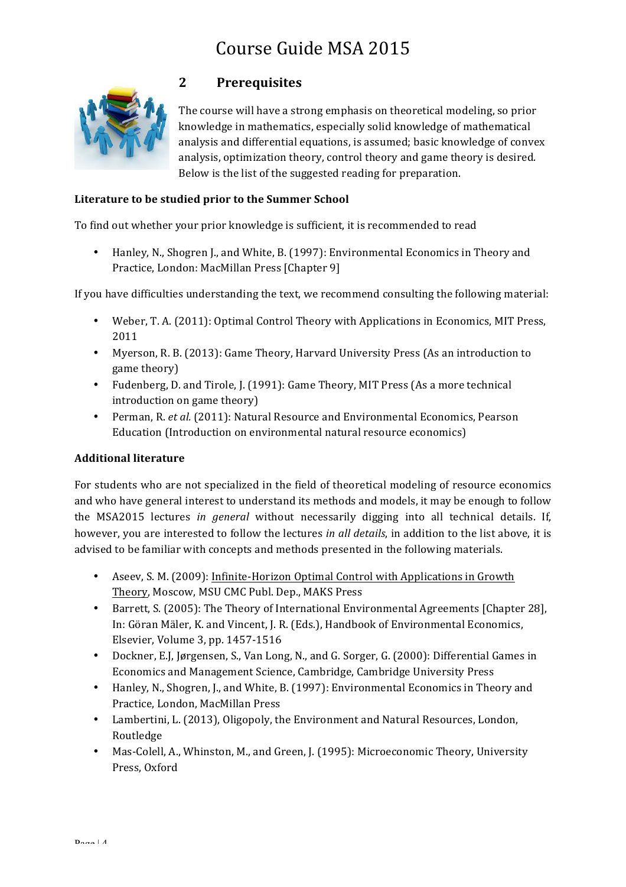## 2 Prerequisites

The course will have a strong emphasis on theoretical modeling, so prior knowledge in mathematics, especially solid knowledge of mathematical analysis and differential equations, is assumed; basic knowledge of convex analysis, optimization theory, control theory and game theory is desired. Below is the list of the suggested reading for preparation.

**Literature to be studied prior to the Summer School**

To find out whether your prior knowledge is sufficient, it is recommended to read

- Hanley, N., Shogren J., and White, B. (1997): Environmental Economics in Theory and Practice, London: MacMillan Press [Chapter 9]

If you have difficulties understanding the text, we recommend consulting the following material:

- Weber, T. A. (2011): Optimal Control Theory with Applications in Economics, MIT Press, 2011
- Myerson, R. B. (2013): Game Theory, Harvard University Press (As an introduction to game theory)
- Fudenberg, D. and Tirole, J. (1991): Game Theory, MIT Press (As a more technical introduction on game theory)
- Perman, R. *et al.* (2011): Natural Resource and Environmental Economics, Pearson Education (Introduction on environmental natural resource economics)

**Additional literature**

For students who are not specialized in the field of theoretical modeling of resource economics and who have general interest to understand its methods and models, it may be enough to follow the MSA2015 lectures *in general* without necessarily digging into all technical details. If, however, you are interested to follow the lectures *in all details*, in addition to the list above, it is advised to be familiar with concepts and methods presented in the following materials.

- Aseev, S. M. (2009): Infinite-Horizon Optimal Control with Applications in Growth Theory, Moscow, MSU CMC Publ. Dep., MAKS Press
- Barrett, S. (2005): The Theory of International Environmental Agreements [Chapter 28], In: Göran Mäler, K. and Vincent, J. R. (Eds.), Handbook of Environmental Economics, Elsevier, Volume 3, pp. 1457-1516
- Dockner, E.J, Jørgensen, S., Van Long, N., and G. Sorger, G. (2000): Differential Games in Economics and Management Science, Cambridge, Cambridge University Press
- Hanley, N., Shogren, J., and White, B. (1997): Environmental Economics in Theory and Practice, London, MacMillan Press
- Lambertini, L. (2013), Oligopoly, the Environment and Natural Resources, London, Routledge
- Mas-Colell, A., Whinston, M., and Green, J. (1995): Microeconomic Theory, University Press, Oxford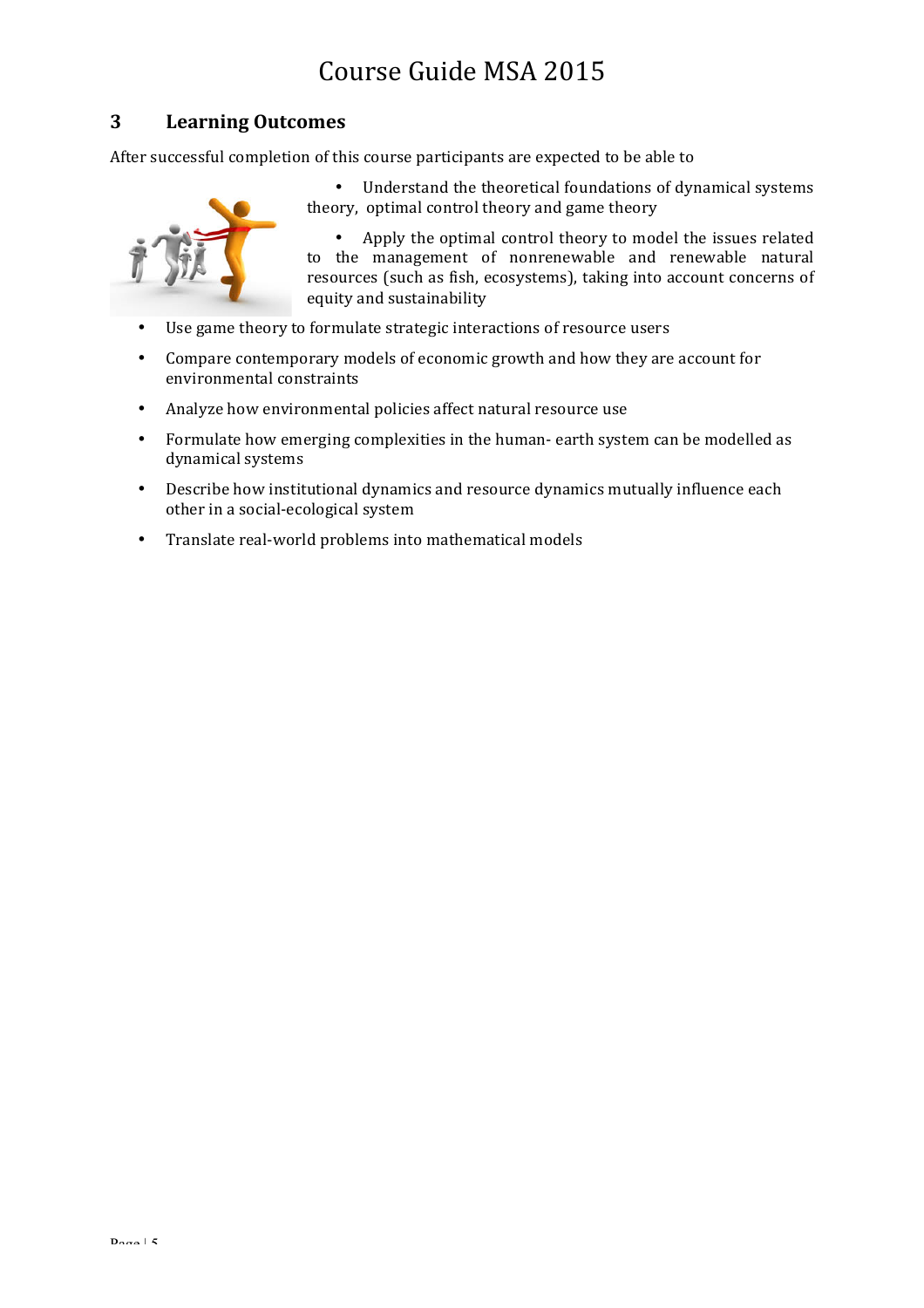## 3 Learning Outcomes

After successful completion of this course participants are expected to be able to

- Understand the theoretical foundations of dynamical systems theory, optimal control theory and game theory
- Apply the optimal control theory to model the issues related to the management of nonrenewable and renewable natural resources (such as fish, ecosystems), taking into account concerns of equity and sustainability
- Use game theory to formulate strategic interactions of resource users
- Compare contemporary models of economic growth and how they are account for environmental constraints
- Analyze how environmental policies affect natural resource use
- Formulate how emerging complexities in the human- earth system can be modelled as dynamical systems
- Describe how institutional dynamics and resource dynamics mutually influence each other in a social-ecological system
- Translate real-world problems into mathematical models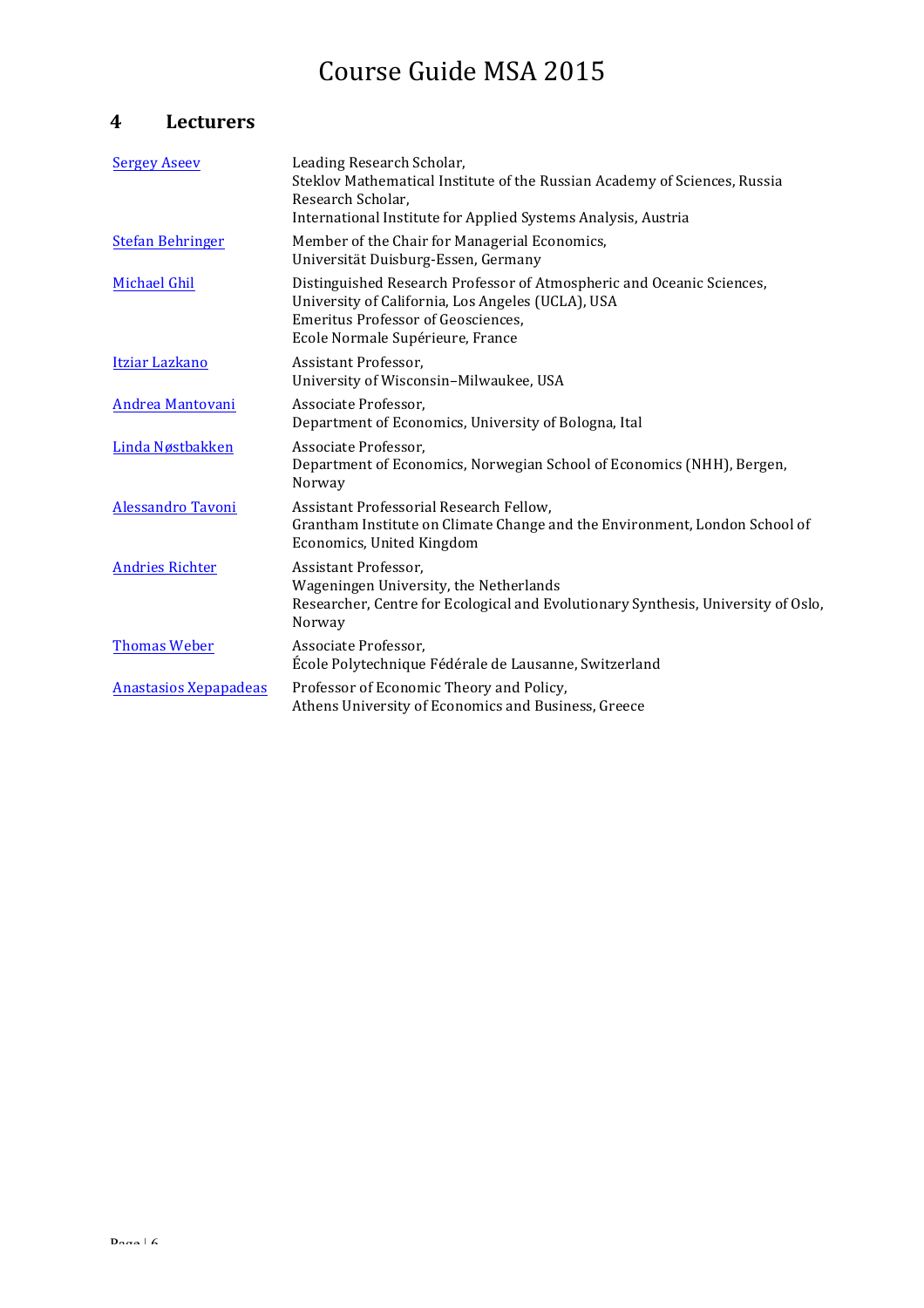## 4 Lecturers

| | |
|---|---|
| Sergey Aseev | Leading Research Scholar,<br>Steklov Mathematical Institute of the Russian Academy of Sciences, Russia<br>Research Scholar,<br>International Institute for Applied Systems Analysis, Austria |
| Stefan Behringer | Member of the Chair for Managerial Economics,<br>Universität Duisburg-Essen, Germany |
| Michael Ghil | Distinguished Research Professor of Atmospheric and Oceanic Sciences,<br>University of California, Los Angeles (UCLA), USA<br>Emeritus Professor of Geosciences,<br>Ecole Normale Supérieure, France |
| Itziar Lazkano | Assistant Professor,<br>University of Wisconsin–Milwaukee, USA |
| Andrea Mantovani | Associate Professor,<br>Department of Economics, University of Bologna, Ital |
| Linda Nøstbakken | Associate Professor,<br>Department of Economics, Norwegian School of Economics (NHH), Bergen, Norway |
| Alessandro Tavoni | Assistant Professorial Research Fellow,<br>Grantham Institute on Climate Change and the Environment, London School of Economics, United Kingdom |
| Andries Richter | Assistant Professor,<br>Wageningen University, the Netherlands<br>Researcher, Centre for Ecological and Evolutionary Synthesis, University of Oslo, Norway |
| Thomas Weber | Associate Professor,<br>École Polytechnique Fédérale de Lausanne, Switzerland |
| Anastasios Xepapadeas | Professor of Economic Theory and Policy,<br>Athens University of Economics and Business, Greece |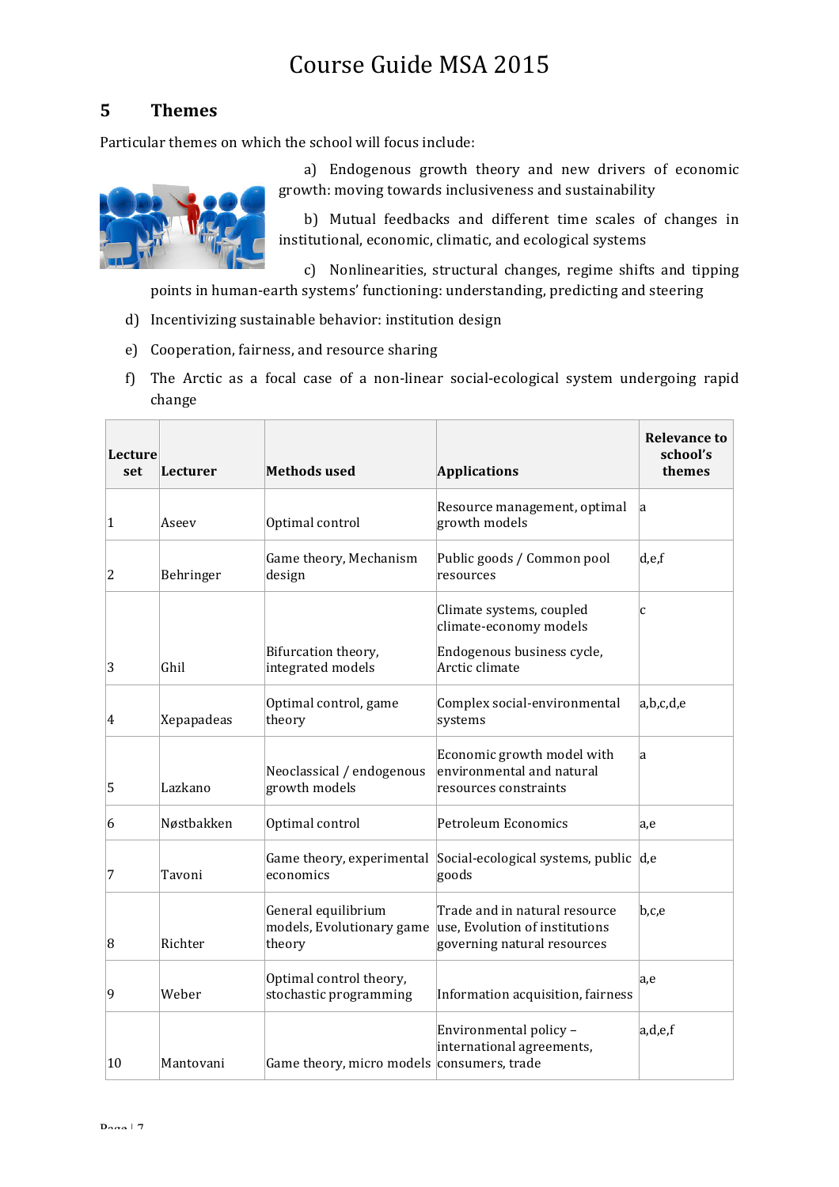## 5 Themes

Particular themes on which the school will focus include:

a) Endogenous growth theory and new drivers of economic growth: moving towards inclusiveness and sustainability

b) Mutual feedbacks and different time scales of changes in institutional, economic, climatic, and ecological systems

c) Nonlinearities, structural changes, regime shifts and tipping points in human-earth systems' functioning: understanding, predicting and steering

d) Incentivizing sustainable behavior: institution design

e) Cooperation, fairness, and resource sharing

f) The Arctic as a focal case of a non-linear social-ecological system undergoing rapid change

| Lecture set | Lecturer | Methods used | Applications | Relevance to school's themes |
|---|---|---|---|---|
| 1 | Aseev | Optimal control | Resource management, optimal growth models | a |
| 2 | Behringer | Game theory, Mechanism design | Public goods / Common pool resources | d,e,f |
| 3 | Ghil | Bifurcation theory, integrated models | Climate systems, coupled climate-economy models<br>Endogenous business cycle, Arctic climate | c |
| 4 | Xepapadeas | Optimal control, game theory | Complex social-environmental systems | a,b,c,d,e |
| 5 | Lazkano | Neoclassical / endogenous growth models | Economic growth model with environmental and natural resources constraints | a |
| 6 | Nøstbakken | Optimal control | Petroleum Economics | a,e |
| 7 | Tavoni | Game theory, experimental economics | Social-ecological systems, public goods | d,e |
| 8 | Richter | General equilibrium models, Evolutionary game theory | Trade and in natural resource use, Evolution of institutions governing natural resources | b,c,e |
| 9 | Weber | Optimal control theory, stochastic programming | Information acquisition, fairness | a,e |
| 10 | Mantovani | Game theory, micro models | Environmental policy – international agreements, consumers, trade | a,d,e,f |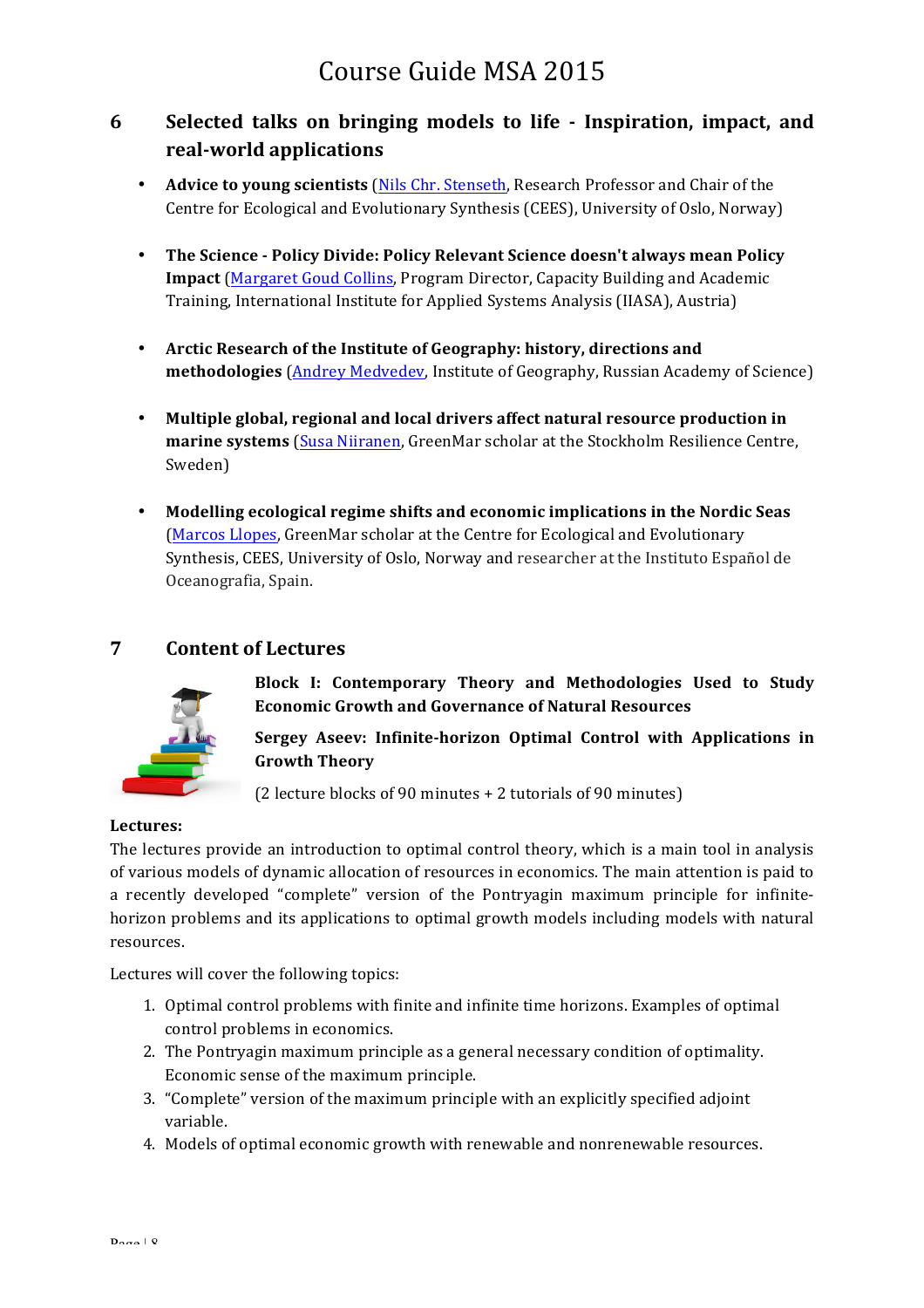## 6 Selected talks on bringing models to life - Inspiration, impact, and real-world applications

- **Advice to young scientists** (Nils Chr. Stenseth, Research Professor and Chair of the Centre for Ecological and Evolutionary Synthesis (CEES), University of Oslo, Norway)

- **The Science - Policy Divide: Policy Relevant Science doesn't always mean Policy Impact** (Margaret Goud Collins, Program Director, Capacity Building and Academic Training, International Institute for Applied Systems Analysis (IIASA), Austria)

- **Arctic Research of the Institute of Geography: history, directions and methodologies** (Andrey Medvedev, Institute of Geography, Russian Academy of Science)

- **Multiple global, regional and local drivers affect natural resource production in marine systems** (Susa Niiranen, GreenMar scholar at the Stockholm Resilience Centre, Sweden)

- **Modelling ecological regime shifts and economic implications in the Nordic Seas** (Marcos Llopes, GreenMar scholar at the Centre for Ecological and Evolutionary Synthesis, CEES, University of Oslo, Norway and researcher at the Instituto Español de Oceanografia, Spain.

## 7 Content of Lectures

**Block I: Contemporary Theory and Methodologies Used to Study Economic Growth and Governance of Natural Resources**

**Sergey Aseev: Infinite-horizon Optimal Control with Applications in Growth Theory**

(2 lecture blocks of 90 minutes + 2 tutorials of 90 minutes)

**Lectures:**

The lectures provide an introduction to optimal control theory, which is a main tool in analysis of various models of dynamic allocation of resources in economics. The main attention is paid to a recently developed "complete" version of the Pontryagin maximum principle for infinite-horizon problems and its applications to optimal growth models including models with natural resources.

Lectures will cover the following topics:

1. Optimal control problems with finite and infinite time horizons. Examples of optimal control problems in economics.
2. The Pontryagin maximum principle as a general necessary condition of optimality. Economic sense of the maximum principle.
3. "Complete" version of the maximum principle with an explicitly specified adjoint variable.
4. Models of optimal economic growth with renewable and nonrenewable resources.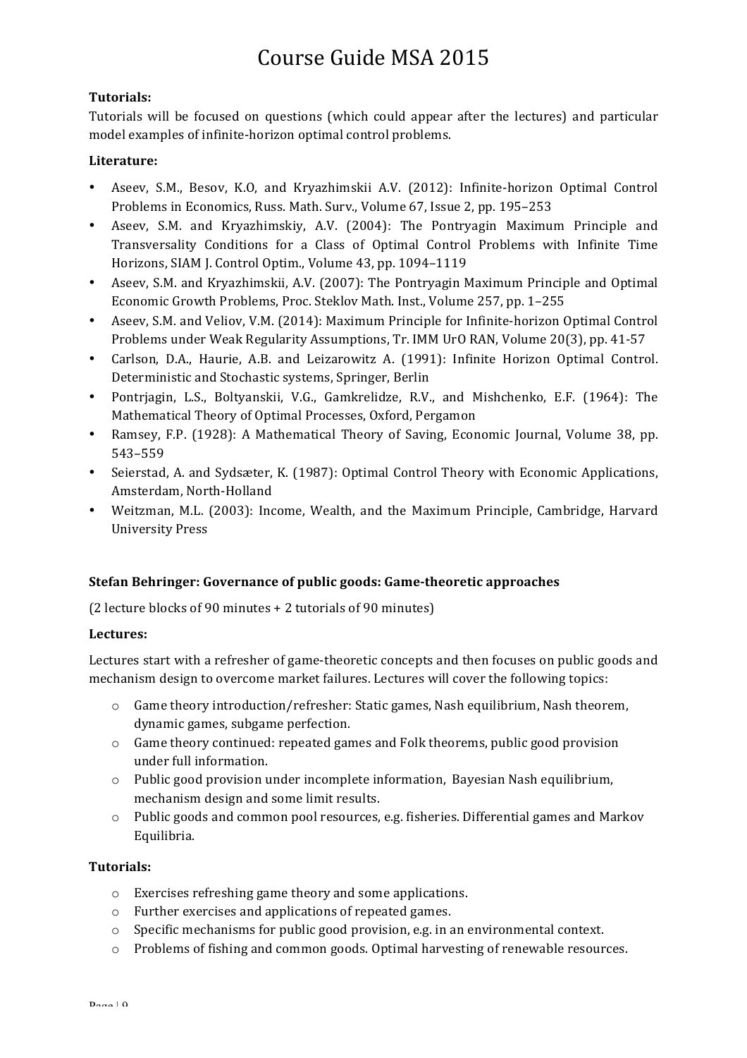**Tutorials:**

Tutorials will be focused on questions (which could appear after the lectures) and particular model examples of infinite-horizon optimal control problems.

**Literature:**

- Aseev, S.M., Besov, K.O, and Kryazhimskii A.V. (2012): Infinite-horizon Optimal Control Problems in Economics, Russ. Math. Surv., Volume 67, Issue 2, pp. 195–253
- Aseev, S.M. and Kryazhimskiy, A.V. (2004): The Pontryagin Maximum Principle and Transversality Conditions for a Class of Optimal Control Problems with Infinite Time Horizons, SIAM J. Control Optim., Volume 43, pp. 1094–1119
- Aseev, S.M. and Kryazhimskii, A.V. (2007): The Pontryagin Maximum Principle and Optimal Economic Growth Problems, Proc. Steklov Math. Inst., Volume 257, pp. 1–255
- Aseev, S.M. and Veliov, V.M. (2014): Maximum Principle for Infinite-horizon Optimal Control Problems under Weak Regularity Assumptions, Tr. IMM UrO RAN, Volume 20(3), pp. 41-57
- Carlson, D.A., Haurie, A.B. and Leizarowitz A. (1991): Infinite Horizon Optimal Control. Deterministic and Stochastic systems, Springer, Berlin
- Pontrjagin, L.S., Boltyanskii, V.G., Gamkrelidze, R.V., and Mishchenko, E.F. (1964): The Mathematical Theory of Optimal Processes, Oxford, Pergamon
- Ramsey, F.P. (1928): A Mathematical Theory of Saving, Economic Journal, Volume 38, pp. 543–559
- Seierstad, A. and Sydsæter, K. (1987): Optimal Control Theory with Economic Applications, Amsterdam, North-Holland
- Weitzman, M.L. (2003): Income, Wealth, and the Maximum Principle, Cambridge, Harvard University Press

**Stefan Behringer: Governance of public goods: Game-theoretic approaches**

(2 lecture blocks of 90 minutes + 2 tutorials of 90 minutes)

**Lectures:**

Lectures start with a refresher of game-theoretic concepts and then focuses on public goods and mechanism design to overcome market failures. Lectures will cover the following topics:

- Game theory introduction/refresher: Static games, Nash equilibrium, Nash theorem, dynamic games, subgame perfection.
- Game theory continued: repeated games and Folk theorems, public good provision under full information.
- Public good provision under incomplete information, Bayesian Nash equilibrium, mechanism design and some limit results.
- Public goods and common pool resources, e.g. fisheries. Differential games and Markov Equilibria.

**Tutorials:**

- Exercises refreshing game theory and some applications.
- Further exercises and applications of repeated games.
- Specific mechanisms for public good provision, e.g. in an environmental context.
- Problems of fishing and common goods. Optimal harvesting of renewable resources.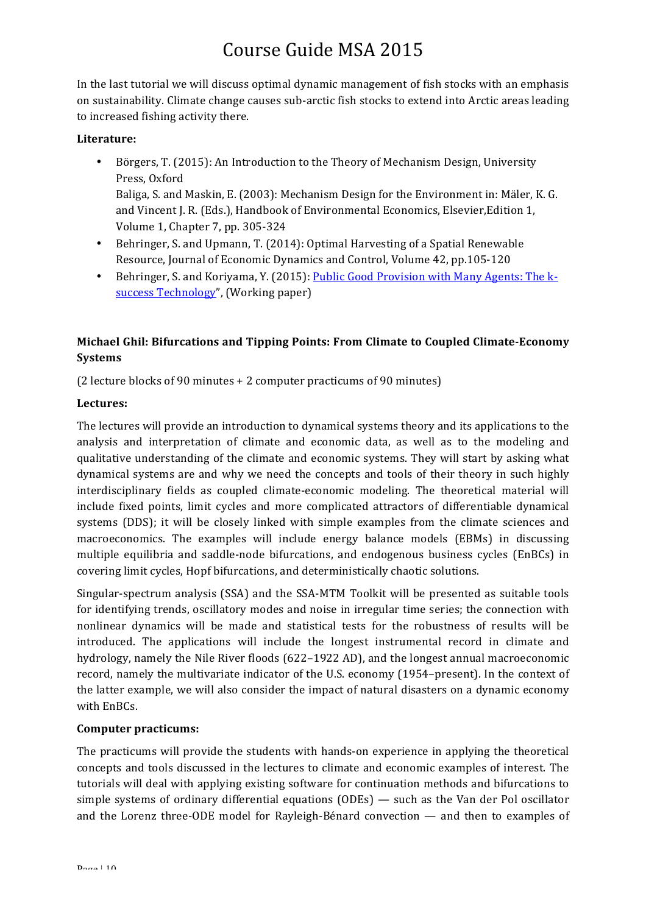In the last tutorial we will discuss optimal dynamic management of fish stocks with an emphasis on sustainability. Climate change causes sub-arctic fish stocks to extend into Arctic areas leading to increased fishing activity there.

**Literature:**

- Börgers, T. (2015): An Introduction to the Theory of Mechanism Design, University Press, Oxford
  Baliga, S. and Maskin, E. (2003): Mechanism Design for the Environment in: Mäler, K. G. and Vincent J. R. (Eds.), Handbook of Environmental Economics, Elsevier,Edition 1, Volume 1, Chapter 7, pp. 305-324
- Behringer, S. and Upmann, T. (2014): Optimal Harvesting of a Spatial Renewable Resource, Journal of Economic Dynamics and Control, Volume 42, pp.105-120
- Behringer, S. and Koriyama, Y. (2015): Public Good Provision with Many Agents: The k-success Technology", (Working paper)

**Michael Ghil: Bifurcations and Tipping Points: From Climate to Coupled Climate-Economy Systems**

(2 lecture blocks of 90 minutes + 2 computer practicums of 90 minutes)

**Lectures:**

The lectures will provide an introduction to dynamical systems theory and its applications to the analysis and interpretation of climate and economic data, as well as to the modeling and qualitative understanding of the climate and economic systems. They will start by asking what dynamical systems are and why we need the concepts and tools of their theory in such highly interdisciplinary fields as coupled climate-economic modeling. The theoretical material will include fixed points, limit cycles and more complicated attractors of differentiable dynamical systems (DDS); it will be closely linked with simple examples from the climate sciences and macroeconomics. The examples will include energy balance models (EBMs) in discussing multiple equilibria and saddle-node bifurcations, and endogenous business cycles (EnBCs) in covering limit cycles, Hopf bifurcations, and deterministically chaotic solutions.

Singular-spectrum analysis (SSA) and the SSA-MTM Toolkit will be presented as suitable tools for identifying trends, oscillatory modes and noise in irregular time series; the connection with nonlinear dynamics will be made and statistical tests for the robustness of results will be introduced. The applications will include the longest instrumental record in climate and hydrology, namely the Nile River floods (622–1922 AD), and the longest annual macroeconomic record, namely the multivariate indicator of the U.S. economy (1954–present). In the context of the latter example, we will also consider the impact of natural disasters on a dynamic economy with EnBCs.

**Computer practicums:**

The practicums will provide the students with hands-on experience in applying the theoretical concepts and tools discussed in the lectures to climate and economic examples of interest. The tutorials will deal with applying existing software for continuation methods and bifurcations to simple systems of ordinary differential equations (ODEs) — such as the Van der Pol oscillator and the Lorenz three-ODE model for Rayleigh-Bénard convection — and then to examples of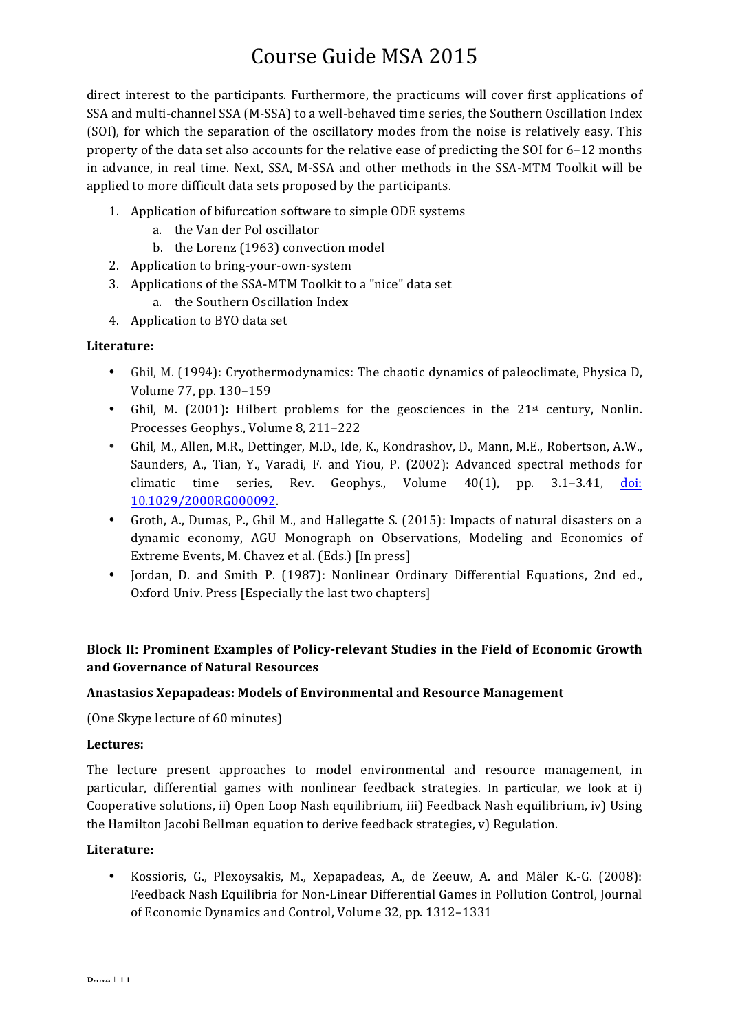direct interest to the participants. Furthermore, the practicums will cover first applications of SSA and multi-channel SSA (M-SSA) to a well-behaved time series, the Southern Oscillation Index (SOI), for which the separation of the oscillatory modes from the noise is relatively easy. This property of the data set also accounts for the relative ease of predicting the SOI for 6–12 months in advance, in real time. Next, SSA, M-SSA and other methods in the SSA-MTM Toolkit will be applied to more difficult data sets proposed by the participants.

1. Application of bifurcation software to simple ODE systems
    a. the Van der Pol oscillator
    b. the Lorenz (1963) convection model
2. Application to bring-your-own-system
3. Applications of the SSA-MTM Toolkit to a "nice" data set
    a. the Southern Oscillation Index
4. Application to BYO data set

**Literature:**

- Ghil, M. (1994): Cryothermodynamics: The chaotic dynamics of paleoclimate, Physica D, Volume 77, pp. 130–159
- Ghil, M. (2001)**:** Hilbert problems for the geosciences in the 21st century, Nonlin. Processes Geophys., Volume 8, 211–222
- Ghil, M., Allen, M.R., Dettinger, M.D., Ide, K., Kondrashov, D., Mann, M.E., Robertson, A.W., Saunders, A., Tian, Y., Varadi, F. and Yiou, P. (2002): Advanced spectral methods for climatic time series, Rev. Geophys., Volume 40(1), pp. 3.1–3.41, doi: 10.1029/2000RG000092.
- Groth, A., Dumas, P., Ghil M., and Hallegatte S. (2015): Impacts of natural disasters on a dynamic economy, AGU Monograph on Observations, Modeling and Economics of Extreme Events, M. Chavez et al. (Eds.) [In press]
- Jordan, D. and Smith P. (1987): Nonlinear Ordinary Differential Equations, 2nd ed., Oxford Univ. Press [Especially the last two chapters]

### Block II: Prominent Examples of Policy-relevant Studies in the Field of Economic Growth and Governance of Natural Resources

**Anastasios Xepapadeas: Models of Environmental and Resource Management**

(One Skype lecture of 60 minutes)

**Lectures:**

The lecture present approaches to model environmental and resource management, in particular, differential games with nonlinear feedback strategies. In particular, we look at i) Cooperative solutions, ii) Open Loop Nash equilibrium, iii) Feedback Nash equilibrium, iv) Using the Hamilton Jacobi Bellman equation to derive feedback strategies, v) Regulation.

**Literature:**

- Kossioris, G., Plexoysakis, M., Xepapadeas, A., de Zeeuw, A. and Mäler K.-G. (2008): Feedback Nash Equilibria for Non-Linear Differential Games in Pollution Control, Journal of Economic Dynamics and Control, Volume 32, pp. 1312–1331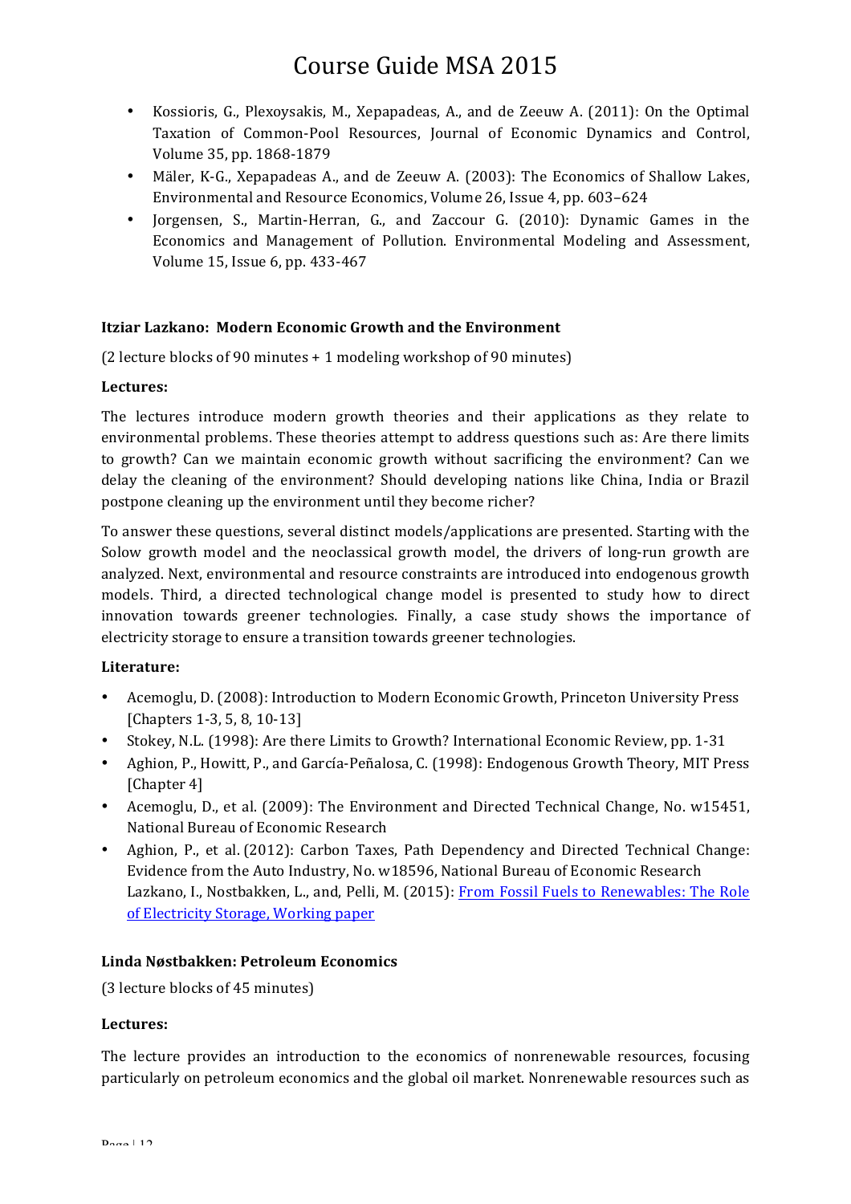- Kossioris, G., Plexoysakis, M., Xepapadeas, A., and de Zeeuw A. (2011): On the Optimal Taxation of Common-Pool Resources, Journal of Economic Dynamics and Control, Volume 35, pp. 1868-1879
- Mäler, K-G., Xepapadeas A., and de Zeeuw A. (2003): The Economics of Shallow Lakes, Environmental and Resource Economics, Volume 26, Issue 4, pp. 603–624
- Jorgensen, S., Martin-Herran, G., and Zaccour G. (2010): Dynamic Games in the Economics and Management of Pollution. Environmental Modeling and Assessment, Volume 15, Issue 6, pp. 433-467

**Itziar Lazkano: Modern Economic Growth and the Environment**

(2 lecture blocks of 90 minutes + 1 modeling workshop of 90 minutes)

**Lectures:**

The lectures introduce modern growth theories and their applications as they relate to environmental problems. These theories attempt to address questions such as: Are there limits to growth? Can we maintain economic growth without sacrificing the environment? Can we delay the cleaning of the environment? Should developing nations like China, India or Brazil postpone cleaning up the environment until they become richer?

To answer these questions, several distinct models/applications are presented. Starting with the Solow growth model and the neoclassical growth model, the drivers of long-run growth are analyzed. Next, environmental and resource constraints are introduced into endogenous growth models. Third, a directed technological change model is presented to study how to direct innovation towards greener technologies. Finally, a case study shows the importance of electricity storage to ensure a transition towards greener technologies.

**Literature:**

- Acemoglu, D. (2008): Introduction to Modern Economic Growth, Princeton University Press [Chapters 1-3, 5, 8, 10-13]
- Stokey, N.L. (1998): Are there Limits to Growth? International Economic Review, pp. 1-31
- Aghion, P., Howitt, P., and García-Peñalosa, C. (1998): Endogenous Growth Theory, MIT Press [Chapter 4]
- Acemoglu, D., et al. (2009): The Environment and Directed Technical Change, No. w15451, National Bureau of Economic Research
- Aghion, P., et al. (2012): Carbon Taxes, Path Dependency and Directed Technical Change: Evidence from the Auto Industry, No. w18596, National Bureau of Economic Research
  Lazkano, I., Nostbakken, L., and, Pelli, M. (2015): From Fossil Fuels to Renewables: The Role of Electricity Storage, Working paper

**Linda Nøstbakken: Petroleum Economics**

(3 lecture blocks of 45 minutes)

**Lectures:**

The lecture provides an introduction to the economics of nonrenewable resources, focusing particularly on petroleum economics and the global oil market. Nonrenewable resources such as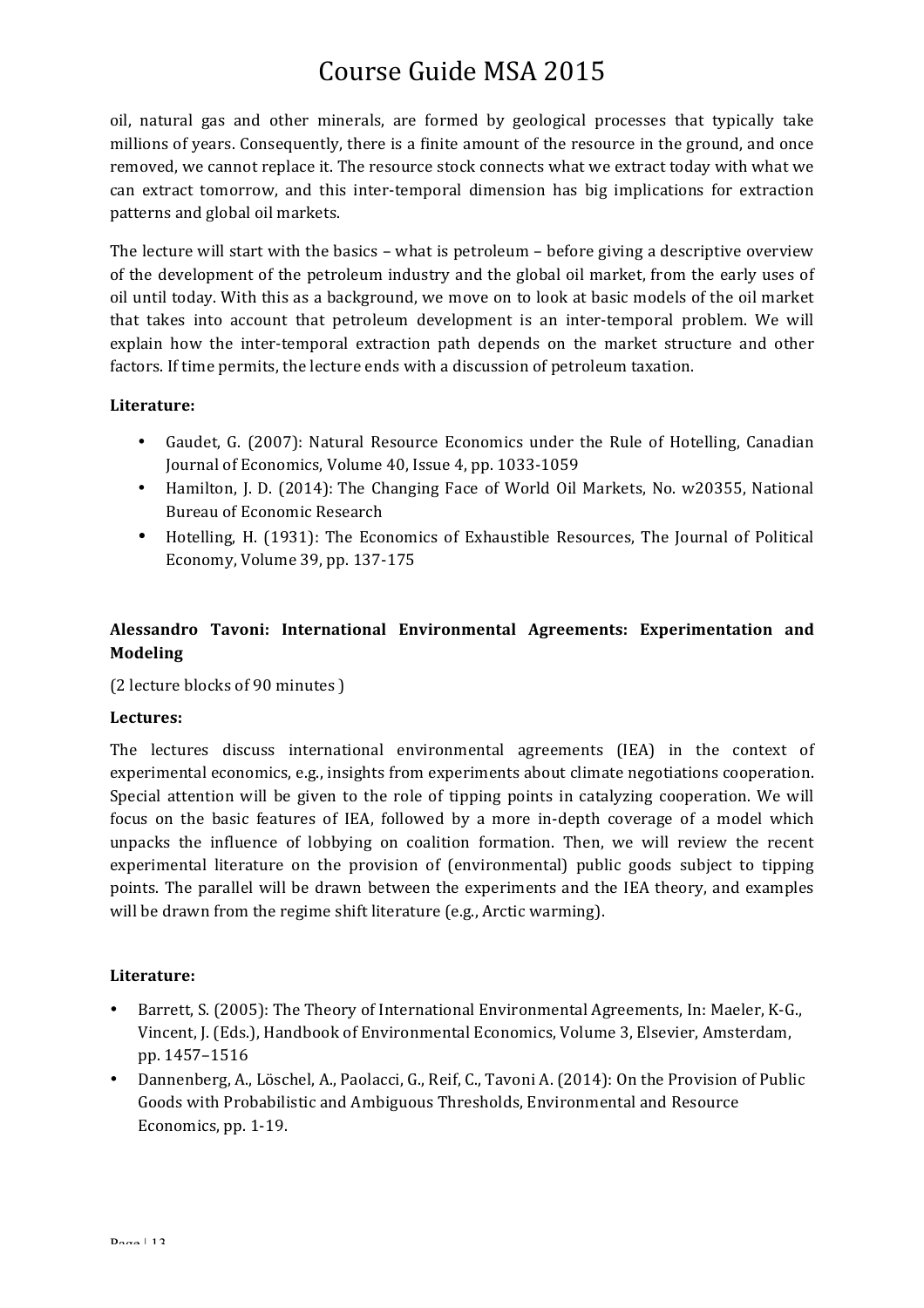oil, natural gas and other minerals, are formed by geological processes that typically take millions of years. Consequently, there is a finite amount of the resource in the ground, and once removed, we cannot replace it. The resource stock connects what we extract today with what we can extract tomorrow, and this inter-temporal dimension has big implications for extraction patterns and global oil markets.

The lecture will start with the basics – what is petroleum – before giving a descriptive overview of the development of the petroleum industry and the global oil market, from the early uses of oil until today. With this as a background, we move on to look at basic models of the oil market that takes into account that petroleum development is an inter-temporal problem. We will explain how the inter-temporal extraction path depends on the market structure and other factors. If time permits, the lecture ends with a discussion of petroleum taxation.

**Literature:**

- Gaudet, G. (2007): Natural Resource Economics under the Rule of Hotelling, Canadian Journal of Economics, Volume 40, Issue 4, pp. 1033-1059
- Hamilton, J. D. (2014): The Changing Face of World Oil Markets, No. w20355, National Bureau of Economic Research
- Hotelling, H. (1931): The Economics of Exhaustible Resources, The Journal of Political Economy, Volume 39, pp. 137-175

**Alessandro Tavoni: International Environmental Agreements: Experimentation and Modeling**

(2 lecture blocks of 90 minutes )

**Lectures:**

The lectures discuss international environmental agreements (IEA) in the context of experimental economics, e.g., insights from experiments about climate negotiations cooperation. Special attention will be given to the role of tipping points in catalyzing cooperation. We will focus on the basic features of IEA, followed by a more in-depth coverage of a model which unpacks the influence of lobbying on coalition formation. Then, we will review the recent experimental literature on the provision of (environmental) public goods subject to tipping points. The parallel will be drawn between the experiments and the IEA theory, and examples will be drawn from the regime shift literature (e.g., Arctic warming).

**Literature:**

- Barrett, S. (2005): The Theory of International Environmental Agreements, In: Maeler, K-G., Vincent, J. (Eds.), Handbook of Environmental Economics, Volume 3, Elsevier, Amsterdam, pp. 1457–1516
- Dannenberg, A., Löschel, A., Paolacci, G., Reif, C., Tavoni A. (2014): On the Provision of Public Goods with Probabilistic and Ambiguous Thresholds, Environmental and Resource Economics, pp. 1-19.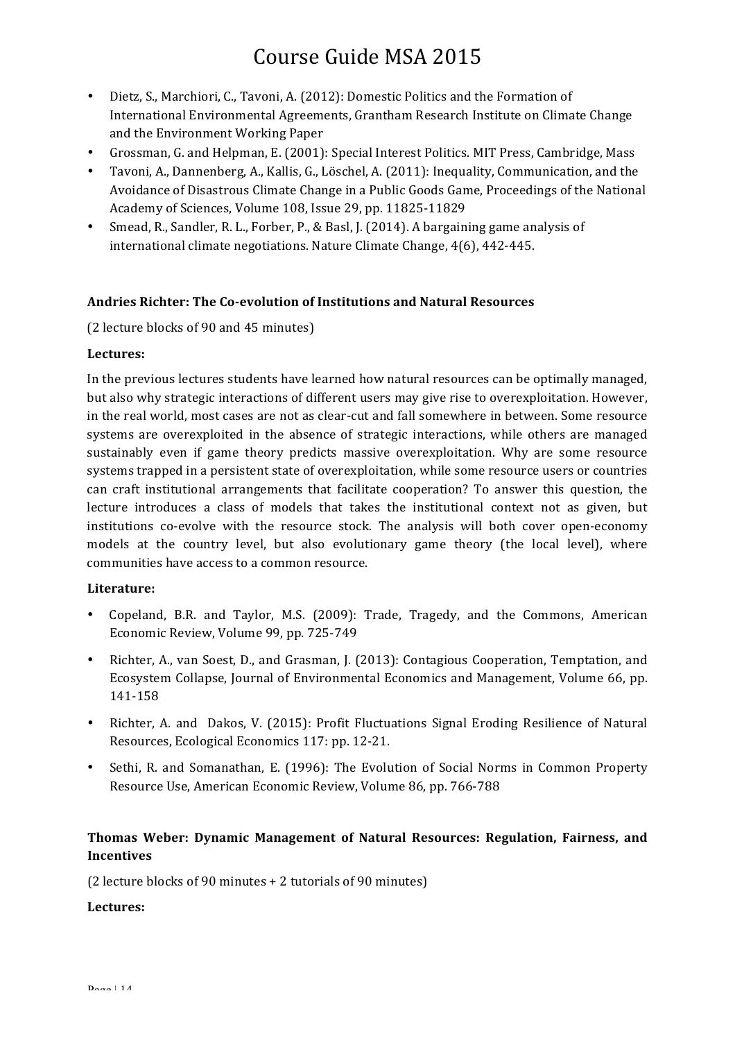- Dietz, S., Marchiori, C., Tavoni, A. (2012): Domestic Politics and the Formation of International Environmental Agreements, Grantham Research Institute on Climate Change and the Environment Working Paper
- Grossman, G. and Helpman, E. (2001): Special Interest Politics. MIT Press, Cambridge, Mass
- Tavoni, A., Dannenberg, A., Kallis, G., Löschel, A. (2011): Inequality, Communication, and the Avoidance of Disastrous Climate Change in a Public Goods Game, Proceedings of the National Academy of Sciences, Volume 108, Issue 29, pp. 11825-11829
- Smead, R., Sandler, R. L., Forber, P., & Basl, J. (2014). A bargaining game analysis of international climate negotiations. Nature Climate Change, 4(6), 442-445.

**Andries Richter: The Co-evolution of Institutions and Natural Resources**

(2 lecture blocks of 90 and 45 minutes)

**Lectures:**

In the previous lectures students have learned how natural resources can be optimally managed, but also why strategic interactions of different users may give rise to overexploitation. However, in the real world, most cases are not as clear-cut and fall somewhere in between. Some resource systems are overexploited in the absence of strategic interactions, while others are managed sustainably even if game theory predicts massive overexploitation. Why are some resource systems trapped in a persistent state of overexploitation, while some resource users or countries can craft institutional arrangements that facilitate cooperation? To answer this question, the lecture introduces a class of models that takes the institutional context not as given, but institutions co-evolve with the resource stock. The analysis will both cover open-economy models at the country level, but also evolutionary game theory (the local level), where communities have access to a common resource.

**Literature:**

- Copeland, B.R. and Taylor, M.S. (2009): Trade, Tragedy, and the Commons, American Economic Review, Volume 99, pp. 725-749
- Richter, A., van Soest, D., and Grasman, J. (2013): Contagious Cooperation, Temptation, and Ecosystem Collapse, Journal of Environmental Economics and Management, Volume 66, pp. 141-158
- Richter, A. and Dakos, V. (2015): Profit Fluctuations Signal Eroding Resilience of Natural Resources, Ecological Economics 117: pp. 12-21.
- Sethi, R. and Somanathan, E. (1996): The Evolution of Social Norms in Common Property Resource Use, American Economic Review, Volume 86, pp. 766-788

**Thomas Weber: Dynamic Management of Natural Resources: Regulation, Fairness, and Incentives**

(2 lecture blocks of 90 minutes + 2 tutorials of 90 minutes)

**Lectures:**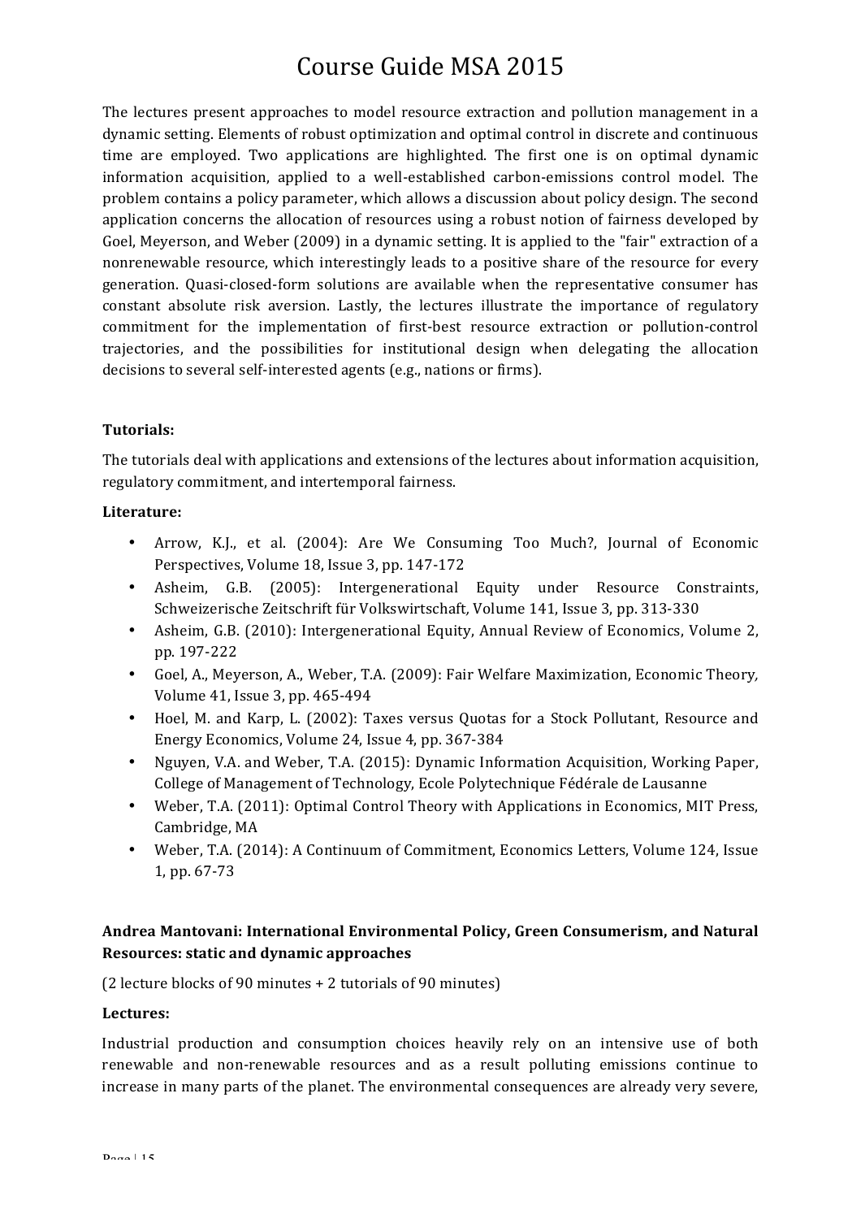The lectures present approaches to model resource extraction and pollution management in a dynamic setting. Elements of robust optimization and optimal control in discrete and continuous time are employed. Two applications are highlighted. The first one is on optimal dynamic information acquisition, applied to a well-established carbon-emissions control model. The problem contains a policy parameter, which allows a discussion about policy design. The second application concerns the allocation of resources using a robust notion of fairness developed by Goel, Meyerson, and Weber (2009) in a dynamic setting. It is applied to the "fair" extraction of a nonrenewable resource, which interestingly leads to a positive share of the resource for every generation. Quasi-closed-form solutions are available when the representative consumer has constant absolute risk aversion. Lastly, the lectures illustrate the importance of regulatory commitment for the implementation of first-best resource extraction or pollution-control trajectories, and the possibilities for institutional design when delegating the allocation decisions to several self-interested agents (e.g., nations or firms).

**Tutorials:**

The tutorials deal with applications and extensions of the lectures about information acquisition, regulatory commitment, and intertemporal fairness.

**Literature:**

- Arrow, K.J., et al. (2004): Are We Consuming Too Much?, Journal of Economic Perspectives, Volume 18, Issue 3, pp. 147-172
- Asheim, G.B. (2005): Intergenerational Equity under Resource Constraints, Schweizerische Zeitschrift für Volkswirtschaft, Volume 141, Issue 3, pp. 313-330
- Asheim, G.B. (2010): Intergenerational Equity, Annual Review of Economics, Volume 2, pp. 197-222
- Goel, A., Meyerson, A., Weber, T.A. (2009): Fair Welfare Maximization, Economic Theory, Volume 41, Issue 3, pp. 465-494
- Hoel, M. and Karp, L. (2002): Taxes versus Quotas for a Stock Pollutant, Resource and Energy Economics, Volume 24, Issue 4, pp. 367-384
- Nguyen, V.A. and Weber, T.A. (2015): Dynamic Information Acquisition, Working Paper, College of Management of Technology, Ecole Polytechnique Fédérale de Lausanne
- Weber, T.A. (2011): Optimal Control Theory with Applications in Economics, MIT Press, Cambridge, MA
- Weber, T.A. (2014): A Continuum of Commitment, Economics Letters, Volume 124, Issue 1, pp. 67-73

**Andrea Mantovani: International Environmental Policy, Green Consumerism, and Natural Resources: static and dynamic approaches**

(2 lecture blocks of 90 minutes + 2 tutorials of 90 minutes)

**Lectures:**

Industrial production and consumption choices heavily rely on an intensive use of both renewable and non-renewable resources and as a result polluting emissions continue to increase in many parts of the planet. The environmental consequences are already very severe,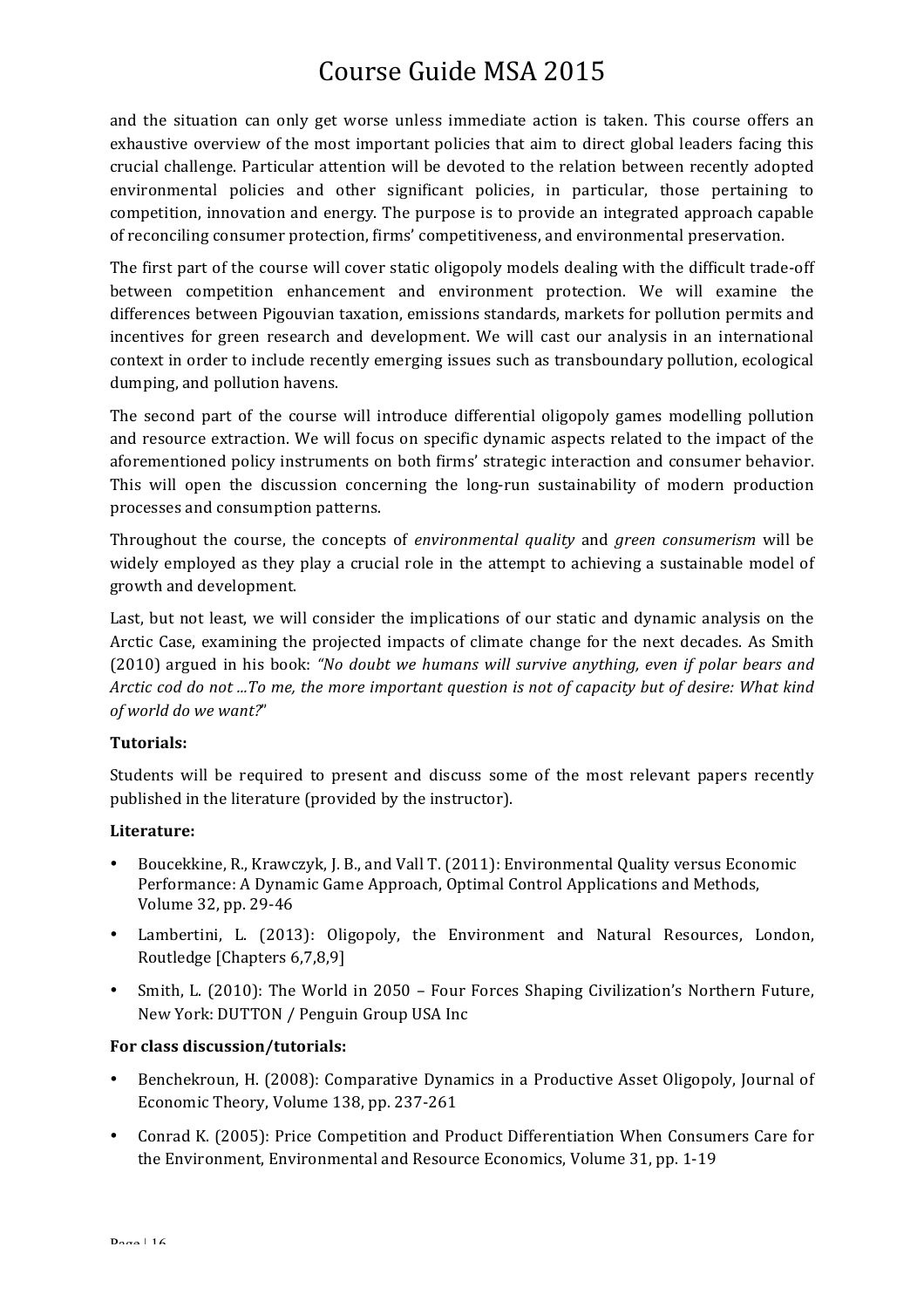and the situation can only get worse unless immediate action is taken. This course offers an exhaustive overview of the most important policies that aim to direct global leaders facing this crucial challenge. Particular attention will be devoted to the relation between recently adopted environmental policies and other significant policies, in particular, those pertaining to competition, innovation and energy. The purpose is to provide an integrated approach capable of reconciling consumer protection, firms' competitiveness, and environmental preservation.

The first part of the course will cover static oligopoly models dealing with the difficult trade-off between competition enhancement and environment protection. We will examine the differences between Pigouvian taxation, emissions standards, markets for pollution permits and incentives for green research and development. We will cast our analysis in an international context in order to include recently emerging issues such as transboundary pollution, ecological dumping, and pollution havens.

The second part of the course will introduce differential oligopoly games modelling pollution and resource extraction. We will focus on specific dynamic aspects related to the impact of the aforementioned policy instruments on both firms' strategic interaction and consumer behavior. This will open the discussion concerning the long-run sustainability of modern production processes and consumption patterns.

Throughout the course, the concepts of *environmental quality* and *green consumerism* will be widely employed as they play a crucial role in the attempt to achieving a sustainable model of growth and development.

Last, but not least, we will consider the implications of our static and dynamic analysis on the Arctic Case, examining the projected impacts of climate change for the next decades. As Smith (2010) argued in his book: *"No doubt we humans will survive anything, even if polar bears and Arctic cod do not ...To me, the more important question is not of capacity but of desire: What kind of world do we want?*"

**Tutorials:**

Students will be required to present and discuss some of the most relevant papers recently published in the literature (provided by the instructor).

**Literature:**

- Boucekkine, R., Krawczyk, J. B., and Vall T. (2011): Environmental Quality versus Economic Performance: A Dynamic Game Approach, Optimal Control Applications and Methods, Volume 32, pp. 29-46
- Lambertini, L. (2013): Oligopoly, the Environment and Natural Resources, London, Routledge [Chapters 6,7,8,9]
- Smith, L. (2010): The World in 2050 – Four Forces Shaping Civilization's Northern Future, New York: DUTTON / Penguin Group USA Inc

**For class discussion/tutorials:**

- Benchekroun, H. (2008): Comparative Dynamics in a Productive Asset Oligopoly, Journal of Economic Theory, Volume 138, pp. 237-261
- Conrad K. (2005): Price Competition and Product Differentiation When Consumers Care for the Environment, Environmental and Resource Economics, Volume 31, pp. 1-19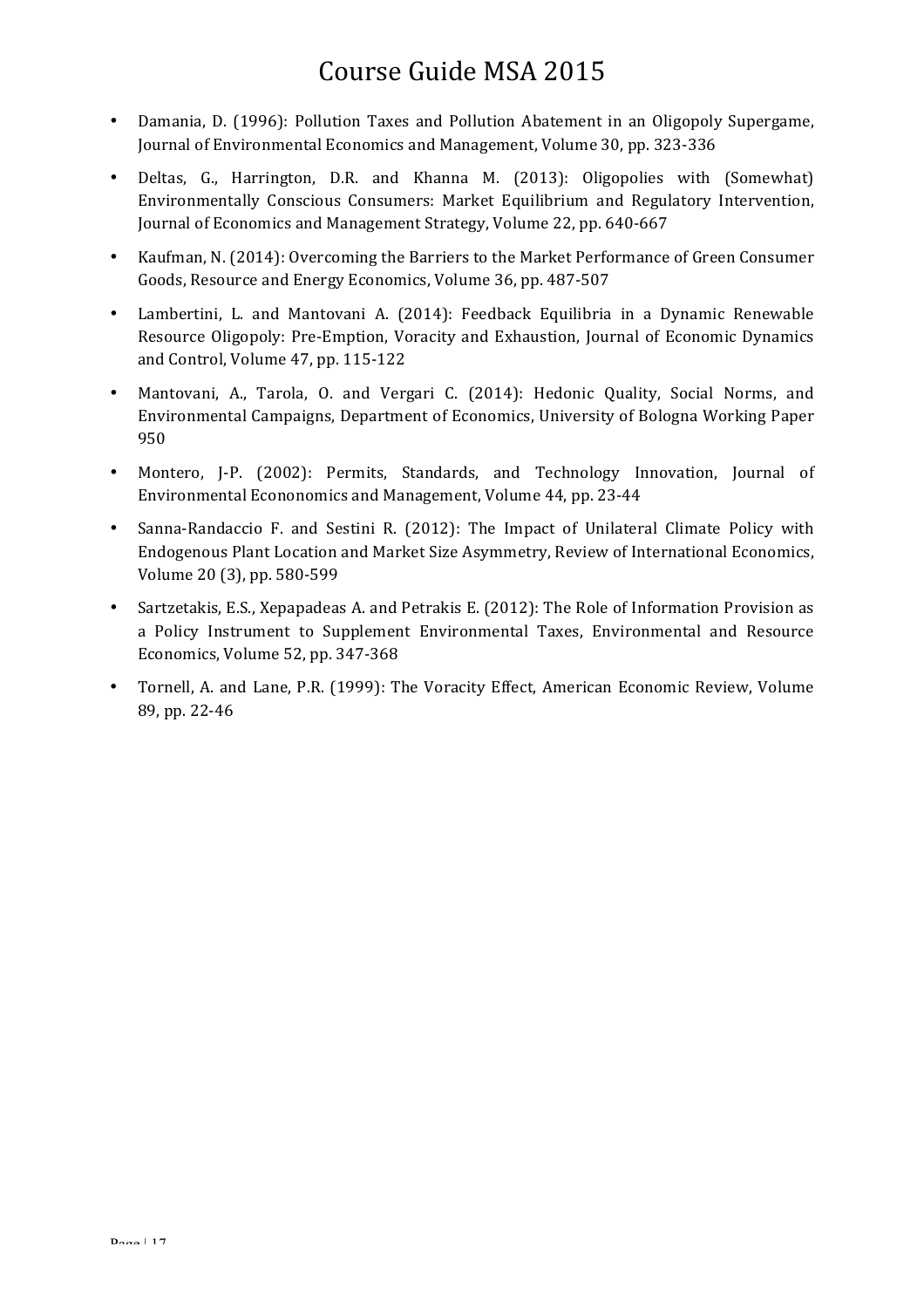- Damania, D. (1996): Pollution Taxes and Pollution Abatement in an Oligopoly Supergame, Journal of Environmental Economics and Management, Volume 30, pp. 323-336
- Deltas, G., Harrington, D.R. and Khanna M. (2013): Oligopolies with (Somewhat) Environmentally Conscious Consumers: Market Equilibrium and Regulatory Intervention, Journal of Economics and Management Strategy, Volume 22, pp. 640-667
- Kaufman, N. (2014): Overcoming the Barriers to the Market Performance of Green Consumer Goods, Resource and Energy Economics, Volume 36, pp. 487-507
- Lambertini, L. and Mantovani A. (2014): Feedback Equilibria in a Dynamic Renewable Resource Oligopoly: Pre-Emption, Voracity and Exhaustion, Journal of Economic Dynamics and Control, Volume 47, pp. 115-122
- Mantovani, A., Tarola, O. and Vergari C. (2014): Hedonic Quality, Social Norms, and Environmental Campaigns, Department of Economics, University of Bologna Working Paper 950
- Montero, J-P. (2002): Permits, Standards, and Technology Innovation, Journal of Environmental Econonomics and Management, Volume 44, pp. 23-44
- Sanna-Randaccio F. and Sestini R. (2012): The Impact of Unilateral Climate Policy with Endogenous Plant Location and Market Size Asymmetry, Review of International Economics, Volume 20 (3), pp. 580-599
- Sartzetakis, E.S., Xepapadeas A. and Petrakis E. (2012): The Role of Information Provision as a Policy Instrument to Supplement Environmental Taxes, Environmental and Resource Economics, Volume 52, pp. 347-368
- Tornell, A. and Lane, P.R. (1999): The Voracity Effect, American Economic Review, Volume 89, pp. 22-46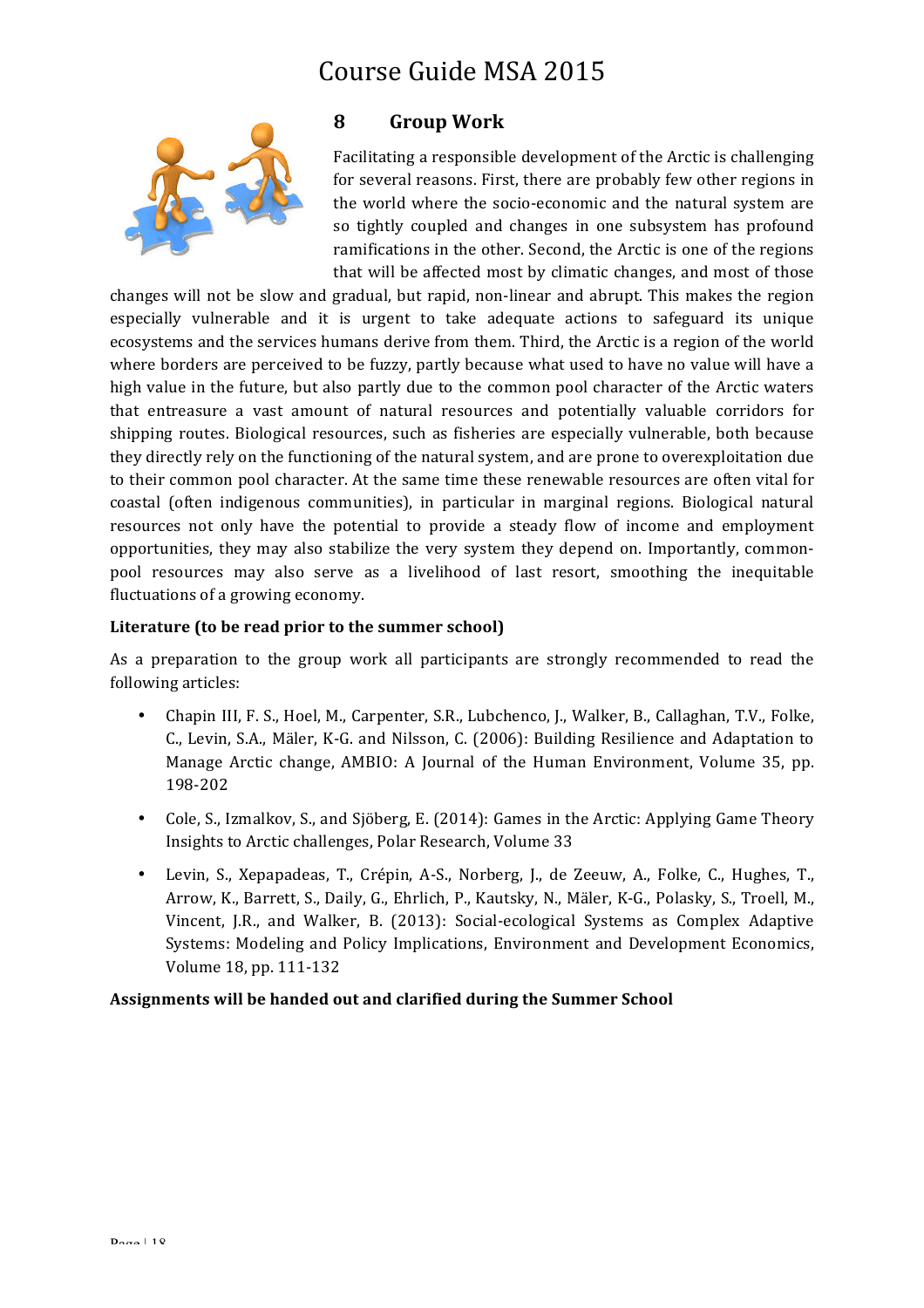## 8 Group Work

Facilitating a responsible development of the Arctic is challenging for several reasons. First, there are probably few other regions in the world where the socio-economic and the natural system are so tightly coupled and changes in one subsystem has profound ramifications in the other. Second, the Arctic is one of the regions that will be affected most by climatic changes, and most of those changes will not be slow and gradual, but rapid, non-linear and abrupt. This makes the region especially vulnerable and it is urgent to take adequate actions to safeguard its unique ecosystems and the services humans derive from them. Third, the Arctic is a region of the world where borders are perceived to be fuzzy, partly because what used to have no value will have a high value in the future, but also partly due to the common pool character of the Arctic waters that entreasure a vast amount of natural resources and potentially valuable corridors for shipping routes. Biological resources, such as fisheries are especially vulnerable, both because they directly rely on the functioning of the natural system, and are prone to overexploitation due to their common pool character. At the same time these renewable resources are often vital for coastal (often indigenous communities), in particular in marginal regions. Biological natural resources not only have the potential to provide a steady flow of income and employment opportunities, they may also stabilize the very system they depend on. Importantly, common-pool resources may also serve as a livelihood of last resort, smoothing the inequitable fluctuations of a growing economy.

**Literature (to be read prior to the summer school)**

As a preparation to the group work all participants are strongly recommended to read the following articles:

- Chapin III, F. S., Hoel, M., Carpenter, S.R., Lubchenco, J., Walker, B., Callaghan, T.V., Folke, C., Levin, S.A., Mäler, K-G. and Nilsson, C. (2006): Building Resilience and Adaptation to Manage Arctic change, AMBIO: A Journal of the Human Environment, Volume 35, pp. 198-202
- Cole, S., Izmalkov, S., and Sjöberg, E. (2014): Games in the Arctic: Applying Game Theory Insights to Arctic challenges, Polar Research, Volume 33
- Levin, S., Xepapadeas, T., Crépin, A-S., Norberg, J., de Zeeuw, A., Folke, C., Hughes, T., Arrow, K., Barrett, S., Daily, G., Ehrlich, P., Kautsky, N., Mäler, K-G., Polasky, S., Troell, M., Vincent, J.R., and Walker, B. (2013): Social-ecological Systems as Complex Adaptive Systems: Modeling and Policy Implications, Environment and Development Economics, Volume 18, pp. 111-132

**Assignments will be handed out and clarified during the Summer School**